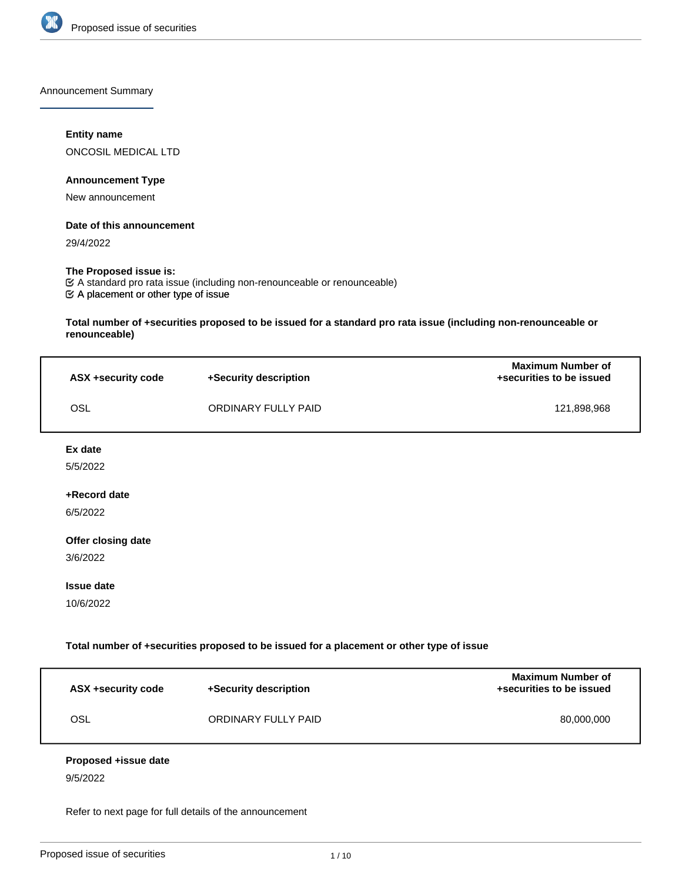## Announcement Summary

**Entity name**

ONCOSIL MEDICAL LTD

**Announcement Type**

New announcement

**Date of this announcement**

29/4/2022

**The Proposed issue is:**

☑ A standard pro rata issue (including non-renounceable or renounceable)
☑ A placement or other type of issue

**Total number of +securities proposed to be issued for a standard pro rata issue (including non-renounceable or renounceable)**

| ASX +security code | +Security description | Maximum Number of +securities to be issued |
|---|---|---|
| OSL | ORDINARY FULLY PAID | 121,898,968 |

**Ex date**

5/5/2022

**+Record date**

6/5/2022

**Offer closing date**

3/6/2022

**Issue date**

10/6/2022

**Total number of +securities proposed to be issued for a placement or other type of issue**

| ASX +security code | +Security description | Maximum Number of +securities to be issued |
|---|---|---|
| OSL | ORDINARY FULLY PAID | 80,000,000 |

**Proposed +issue date**

9/5/2022

Refer to next page for full details of the announcement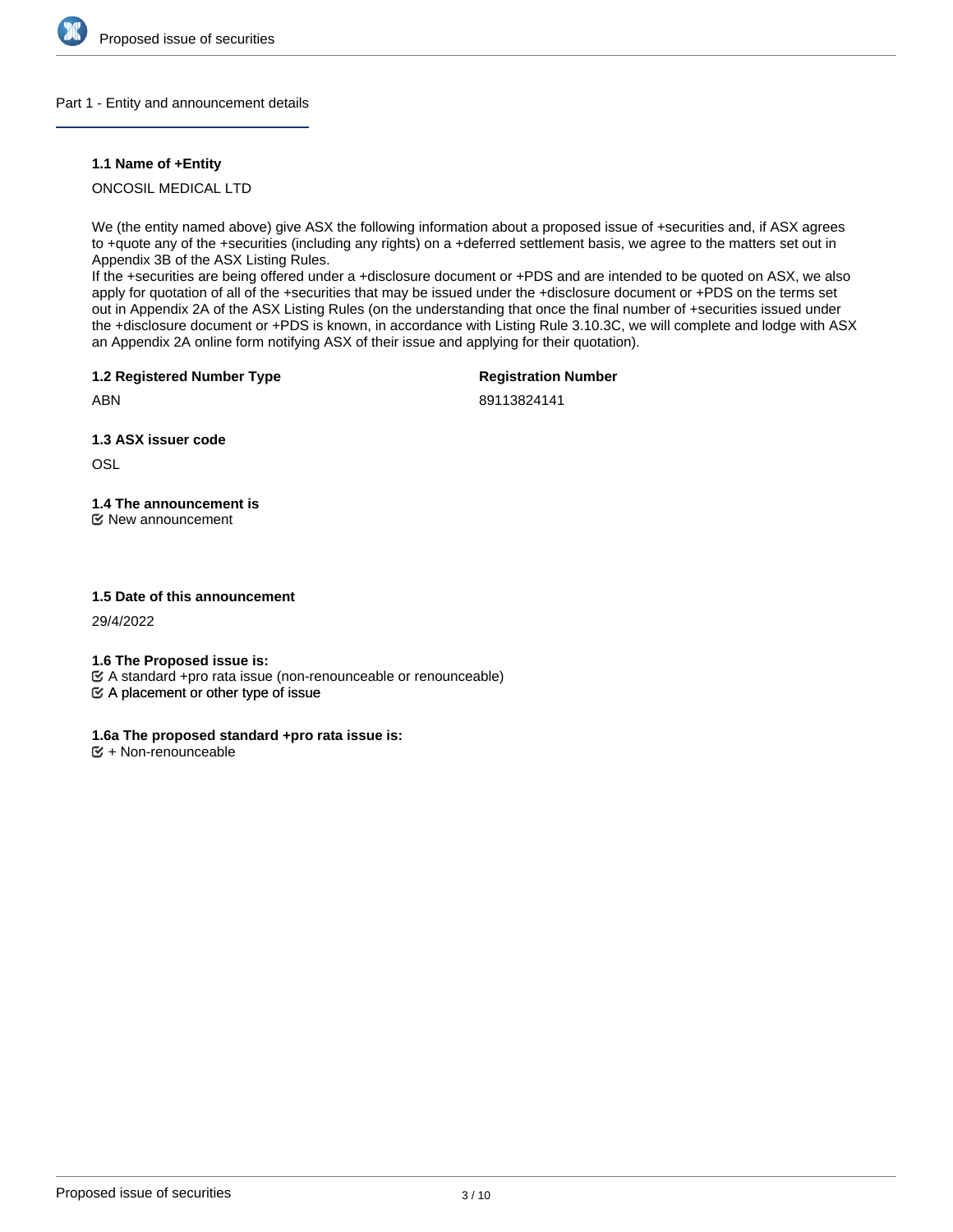## Part 1 - Entity and announcement details

**1.1 Name of +Entity**

ONCOSIL MEDICAL LTD

We (the entity named above) give ASX the following information about a proposed issue of +securities and, if ASX agrees to +quote any of the +securities (including any rights) on a +deferred settlement basis, we agree to the matters set out in Appendix 3B of the ASX Listing Rules.
If the +securities are being offered under a +disclosure document or +PDS and are intended to be quoted on ASX, we also apply for quotation of all of the +securities that may be issued under the +disclosure document or +PDS on the terms set out in Appendix 2A of the ASX Listing Rules (on the understanding that once the final number of +securities issued under the +disclosure document or +PDS is known, in accordance with Listing Rule 3.10.3C, we will complete and lodge with ASX an Appendix 2A online form notifying ASX of their issue and applying for their quotation).

**1.2 Registered Number Type**

ABN

**Registration Number**

89113824141

**1.3 ASX issuer code**

OSL

**1.4 The announcement is**

☑ New announcement

**1.5 Date of this announcement**

29/4/2022

**1.6 The Proposed issue is:**

☑ A standard +pro rata issue (non-renounceable or renounceable)
☑ A placement or other type of issue

**1.6a The proposed standard +pro rata issue is:**

☑ + Non-renounceable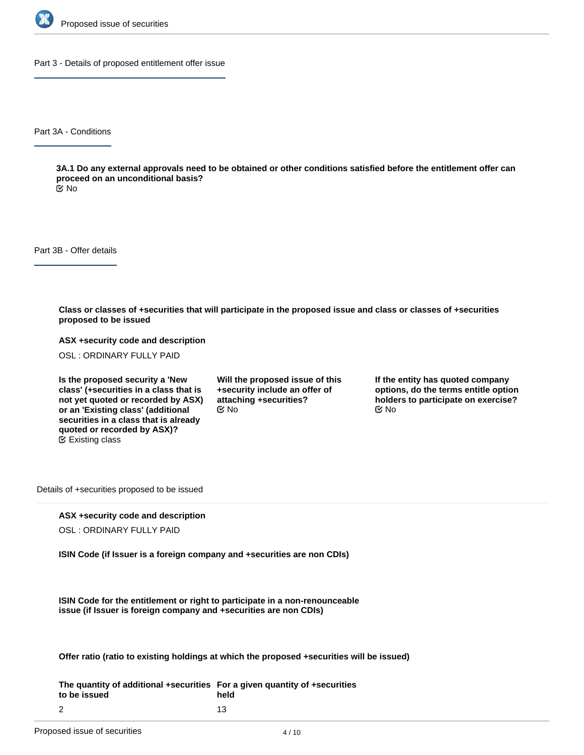## Part 3 - Details of proposed entitlement offer issue

### Part 3A - Conditions

**3A.1 Do any external approvals need to be obtained or other conditions satisfied before the entitlement offer can proceed on an unconditional basis?**

No

### Part 3B - Offer details

**Class or classes of +securities that will participate in the proposed issue and class or classes of +securities proposed to be issued**

**ASX +security code and description**

OSL : ORDINARY FULLY PAID

**Is the proposed security a 'New class' (+securities in a class that is not yet quoted or recorded by ASX) or an 'Existing class' (additional securities in a class that is already quoted or recorded by ASX)?**

Existing class

**Will the proposed issue of this +security include an offer of attaching +securities?**

No

**If the entity has quoted company options, do the terms entitle option holders to participate on exercise?**

No

Details of +securities proposed to be issued

**ASX +security code and description**

OSL : ORDINARY FULLY PAID

**ISIN Code (if Issuer is a foreign company and +securities are non CDIs)**

**ISIN Code for the entitlement or right to participate in a non-renounceable issue (if Issuer is foreign company and +securities are non CDIs)**

**Offer ratio (ratio to existing holdings at which the proposed +securities will be issued)**

| The quantity of additional +securities to be issued | For a given quantity of +securities held |
|---|---|
| 2 | 13 |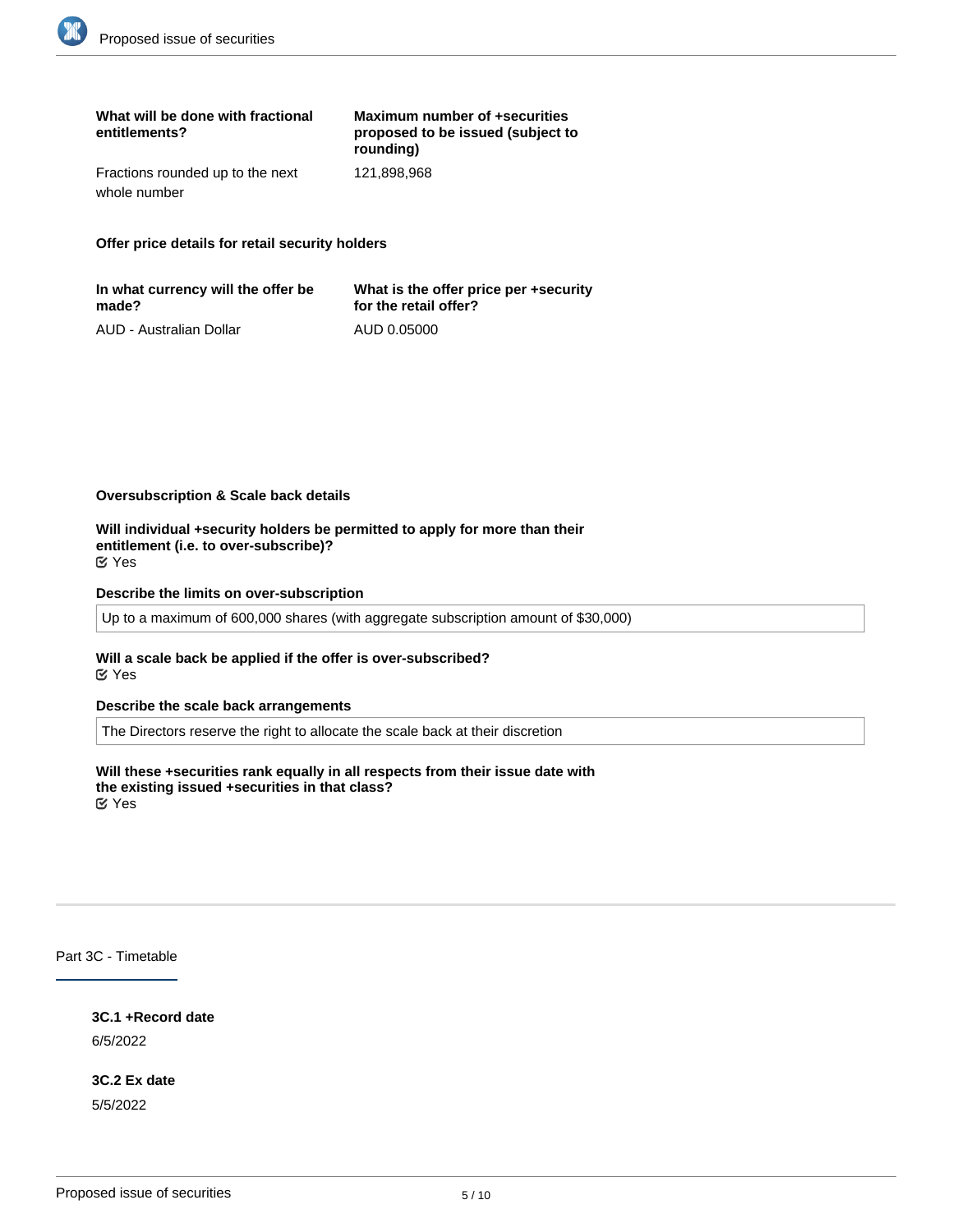| What will be done with fractional entitlements? | Maximum number of +securities proposed to be issued (subject to rounding) |
|---|---|
| Fractions rounded up to the next whole number | 121,898,968 |

**Offer price details for retail security holders**

| In what currency will the offer be made? | What is the offer price per +security for the retail offer? |
|---|---|
| AUD - Australian Dollar | AUD 0.05000 |

**Oversubscription & Scale back details**

**Will individual +security holders be permitted to apply for more than their entitlement (i.e. to over-subscribe)?**
☑ Yes

**Describe the limits on over-subscription**

Up to a maximum of 600,000 shares (with aggregate subscription amount of $30,000)

**Will a scale back be applied if the offer is over-subscribed?**
☑ Yes

**Describe the scale back arrangements**

The Directors reserve the right to allocate the scale back at their discretion

**Will these +securities rank equally in all respects from their issue date with the existing issued +securities in that class?**
☑ Yes

## Part 3C - Timetable

**3C.1 +Record date**

6/5/2022

**3C.2 Ex date**

5/5/2022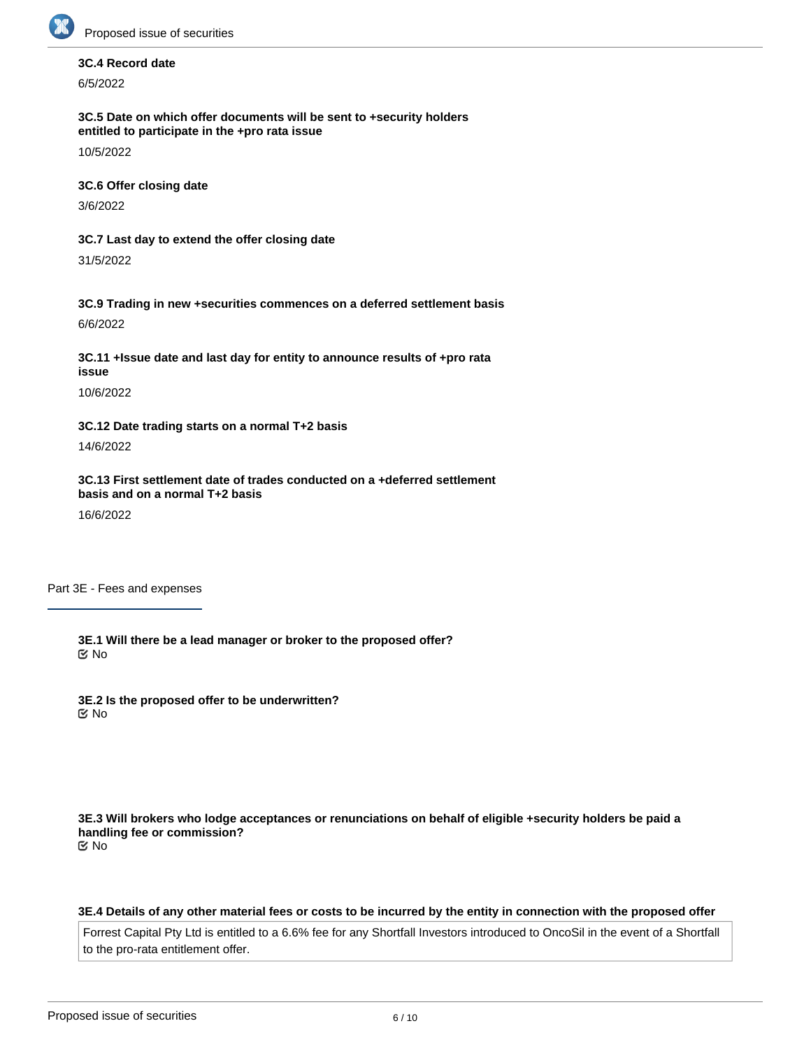**3C.4 Record date**

6/5/2022

**3C.5 Date on which offer documents will be sent to +security holders entitled to participate in the +pro rata issue**

10/5/2022

**3C.6 Offer closing date**

3/6/2022

**3C.7 Last day to extend the offer closing date**

31/5/2022

**3C.9 Trading in new +securities commences on a deferred settlement basis**

6/6/2022

**3C.11 +Issue date and last day for entity to announce results of +pro rata issue**

10/6/2022

**3C.12 Date trading starts on a normal T+2 basis**

14/6/2022

**3C.13 First settlement date of trades conducted on a +deferred settlement basis and on a normal T+2 basis**

16/6/2022

## Part 3E - Fees and expenses

**3E.1 Will there be a lead manager or broker to the proposed offer?**
☑ No

**3E.2 Is the proposed offer to be underwritten?**
☑ No

**3E.3 Will brokers who lodge acceptances or renunciations on behalf of eligible +security holders be paid a handling fee or commission?**
☑ No

**3E.4 Details of any other material fees or costs to be incurred by the entity in connection with the proposed offer**

Forrest Capital Pty Ltd is entitled to a 6.6% fee for any Shortfall Investors introduced to OncoSil in the event of a Shortfall to the pro-rata entitlement offer.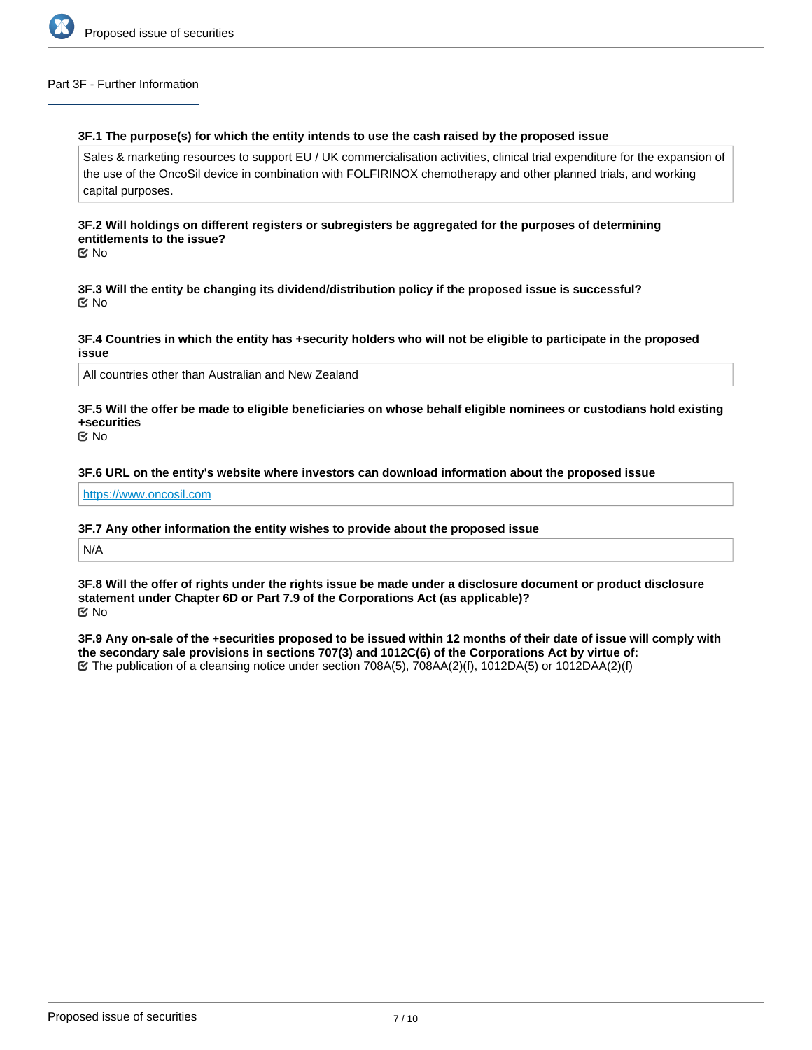## Part 3F - Further Information

**3F.1 The purpose(s) for which the entity intends to use the cash raised by the proposed issue**

Sales & marketing resources to support EU / UK commercialisation activities, clinical trial expenditure for the expansion of the use of the OncoSil device in combination with FOLFIRINOX chemotherapy and other planned trials, and working capital purposes.

**3F.2 Will holdings on different registers or subregisters be aggregated for the purposes of determining entitlements to the issue?**

No

**3F.3 Will the entity be changing its dividend/distribution policy if the proposed issue is successful?**

No

**3F.4 Countries in which the entity has +security holders who will not be eligible to participate in the proposed issue**

All countries other than Australian and New Zealand

**3F.5 Will the offer be made to eligible beneficiaries on whose behalf eligible nominees or custodians hold existing +securities**

No

**3F.6 URL on the entity's website where investors can download information about the proposed issue**

https://www.oncosil.com

**3F.7 Any other information the entity wishes to provide about the proposed issue**

N/A

**3F.8 Will the offer of rights under the rights issue be made under a disclosure document or product disclosure statement under Chapter 6D or Part 7.9 of the Corporations Act (as applicable)?**

No

**3F.9 Any on-sale of the +securities proposed to be issued within 12 months of their date of issue will comply with the secondary sale provisions in sections 707(3) and 1012C(6) of the Corporations Act by virtue of:**

The publication of a cleansing notice under section 708A(5), 708AA(2)(f), 1012DA(5) or 1012DAA(2)(f)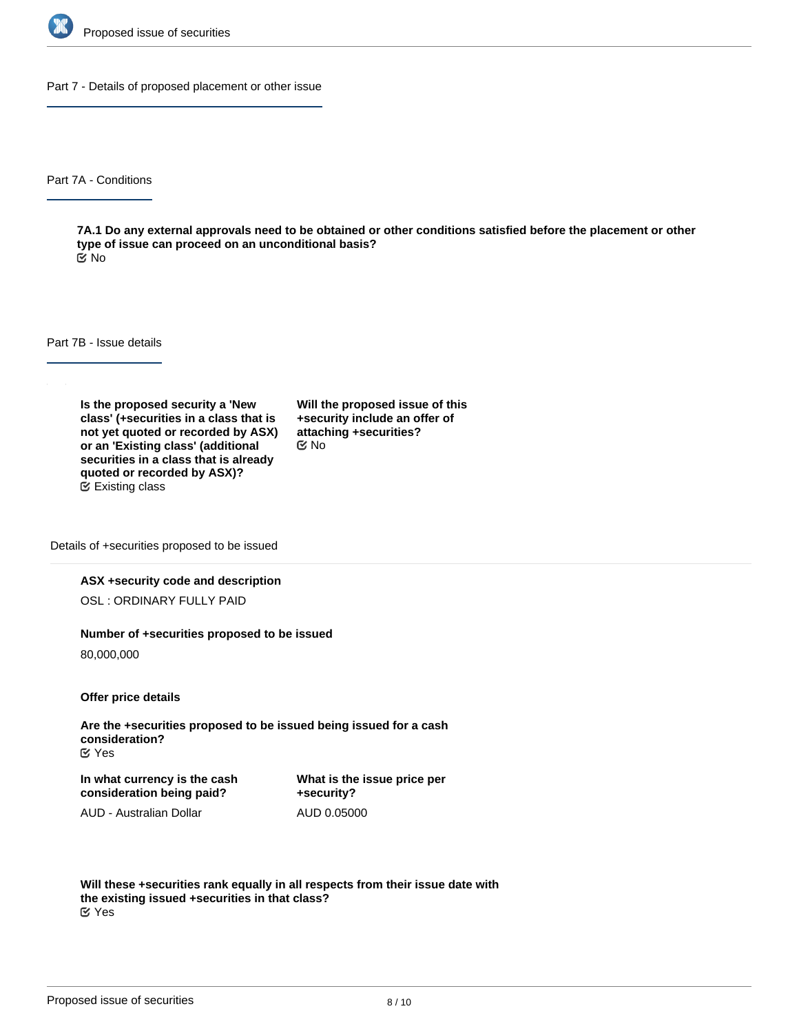## Part 7 - Details of proposed placement or other issue

### Part 7A - Conditions

**7A.1 Do any external approvals need to be obtained or other conditions satisfied before the placement or other type of issue can proceed on an unconditional basis?**

No

### Part 7B - Issue details

**Is the proposed security a 'New class' (+securities in a class that is not yet quoted or recorded by ASX) or an 'Existing class' (additional securities in a class that is already quoted or recorded by ASX)?**

Existing class

**Will the proposed issue of this +security include an offer of attaching +securities?**

No

#### Details of +securities proposed to be issued

**ASX +security code and description**

OSL : ORDINARY FULLY PAID

**Number of +securities proposed to be issued**

80,000,000

**Offer price details**

**Are the +securities proposed to be issued being issued for a cash consideration?**

Yes

**In what currency is the cash consideration being paid?**

AUD - Australian Dollar

**What is the issue price per +security?**

AUD 0.05000

**Will these +securities rank equally in all respects from their issue date with the existing issued +securities in that class?**

Yes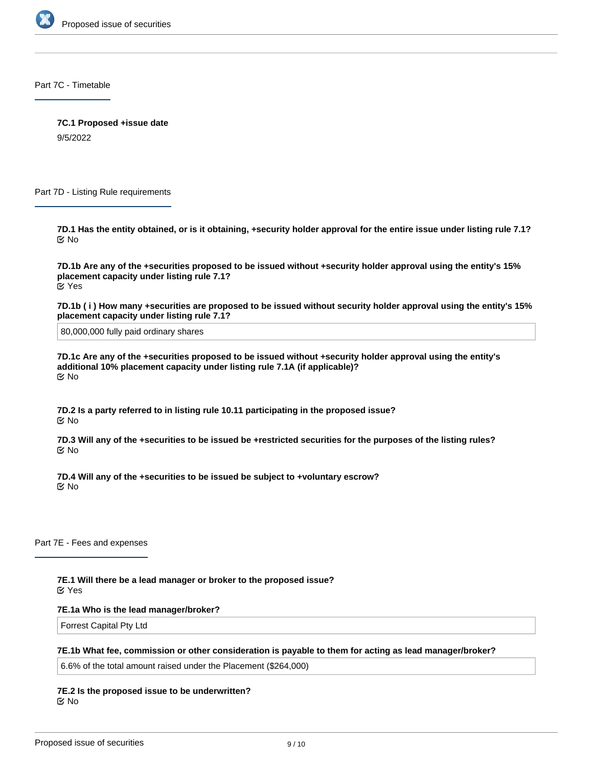## Part 7C - Timetable

**7C.1 Proposed +issue date**

9/5/2022

## Part 7D - Listing Rule requirements

**7D.1 Has the entity obtained, or is it obtaining, +security holder approval for the entire issue under listing rule 7.1?**

☑ No

**7D.1b Are any of the +securities proposed to be issued without +security holder approval using the entity's 15% placement capacity under listing rule 7.1?**

☑ Yes

**7D.1b ( i ) How many +securities are proposed to be issued without security holder approval using the entity's 15% placement capacity under listing rule 7.1?**

80,000,000 fully paid ordinary shares

**7D.1c Are any of the +securities proposed to be issued without +security holder approval using the entity's additional 10% placement capacity under listing rule 7.1A (if applicable)?**

☑ No

**7D.2 Is a party referred to in listing rule 10.11 participating in the proposed issue?**

☑ No

**7D.3 Will any of the +securities to be issued be +restricted securities for the purposes of the listing rules?**

☑ No

**7D.4 Will any of the +securities to be issued be subject to +voluntary escrow?**

☑ No

## Part 7E - Fees and expenses

**7E.1 Will there be a lead manager or broker to the proposed issue?**

☑ Yes

**7E.1a Who is the lead manager/broker?**

Forrest Capital Pty Ltd

**7E.1b What fee, commission or other consideration is payable to them for acting as lead manager/broker?**

6.6% of the total amount raised under the Placement ($264,000)

**7E.2 Is the proposed issue to be underwritten?**

☑ No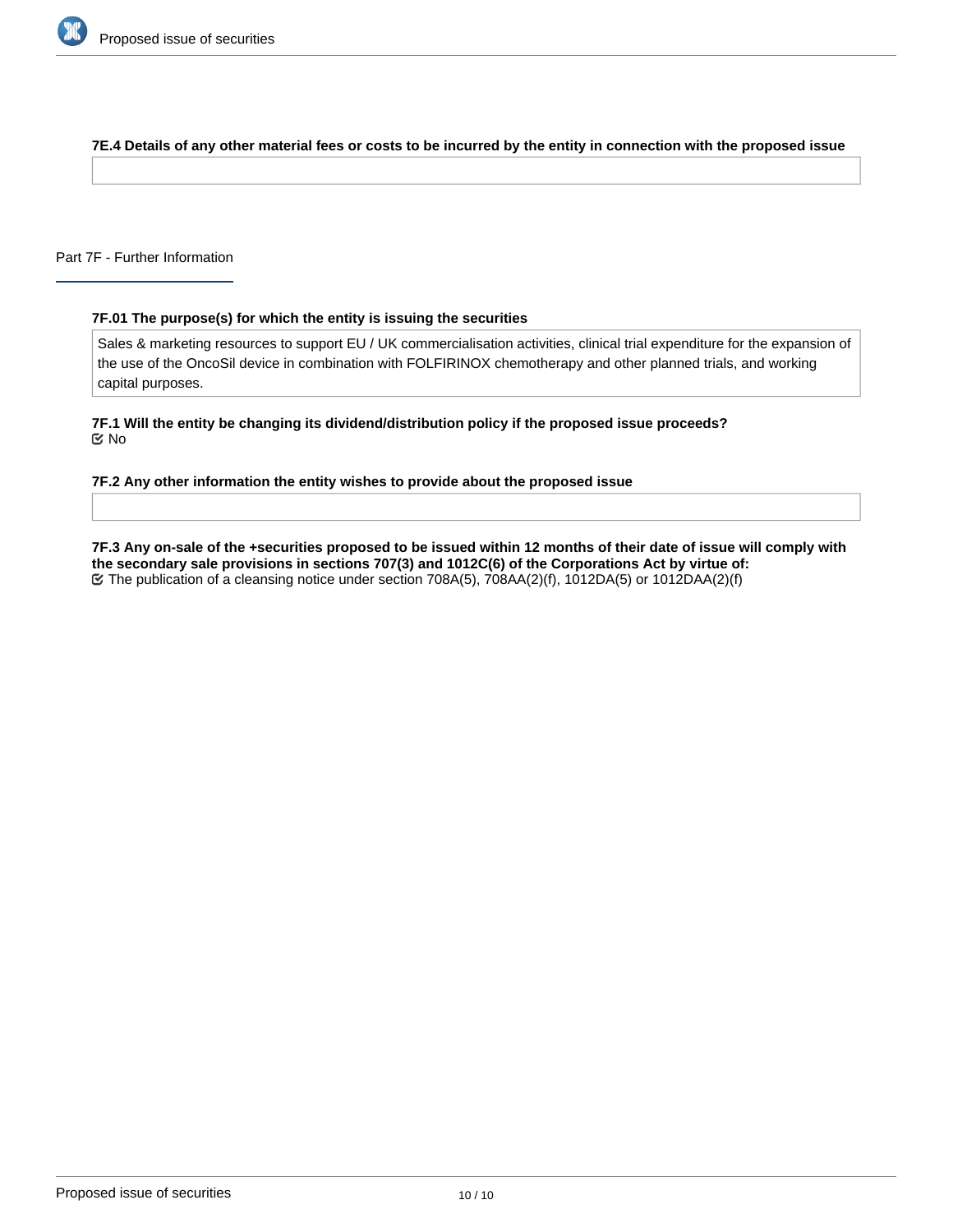**7E.4 Details of any other material fees or costs to be incurred by the entity in connection with the proposed issue**

## Part 7F - Further Information

**7F.01 The purpose(s) for which the entity is issuing the securities**

Sales & marketing resources to support EU / UK commercialisation activities, clinical trial expenditure for the expansion of the use of the OncoSil device in combination with FOLFIRINOX chemotherapy and other planned trials, and working capital purposes.

**7F.1 Will the entity be changing its dividend/distribution policy if the proposed issue proceeds?**

☑ No

**7F.2 Any other information the entity wishes to provide about the proposed issue**

**7F.3 Any on-sale of the +securities proposed to be issued within 12 months of their date of issue will comply with the secondary sale provisions in sections 707(3) and 1012C(6) of the Corporations Act by virtue of:**

☑ The publication of a cleansing notice under section 708A(5), 708AA(2)(f), 1012DA(5) or 1012DAA(2)(f)